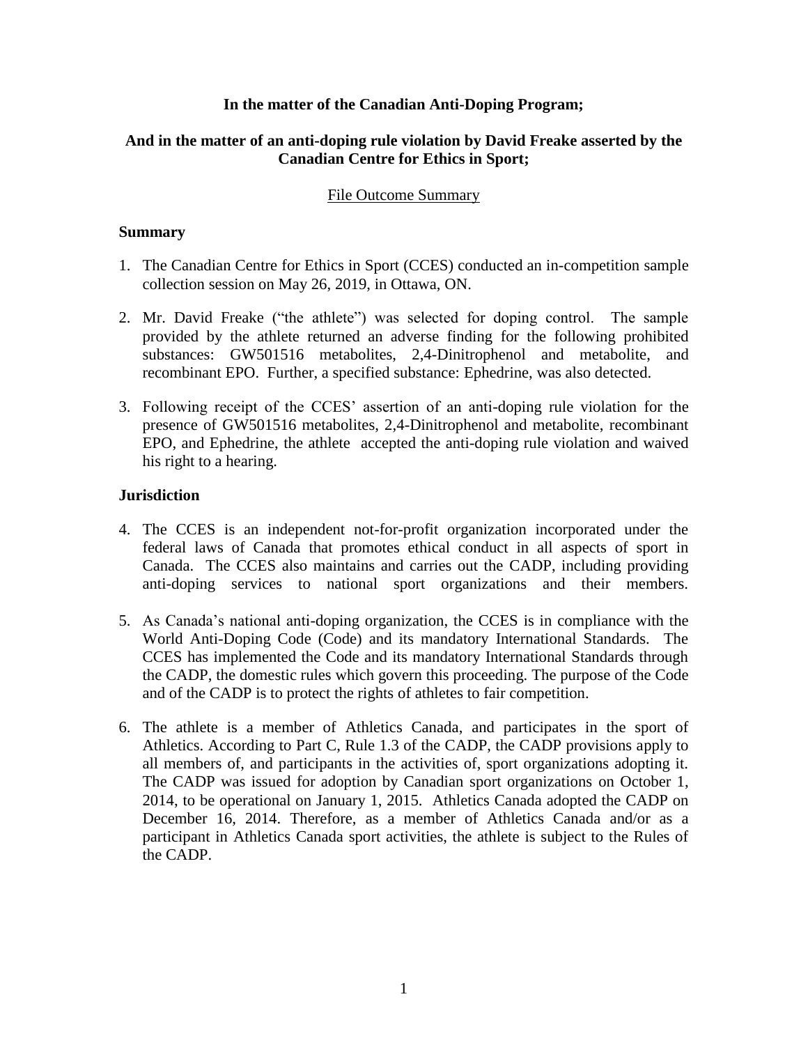**In the matter of the Canadian Anti-Doping Program;**

**And in the matter of an anti-doping rule violation by David Freake asserted by the Canadian Centre for Ethics in Sport;**

File Outcome Summary

## Summary

1. The Canadian Centre for Ethics in Sport (CCES) conducted an in-competition sample collection session on May 26, 2019, in Ottawa, ON.

2. Mr. David Freake ("the athlete") was selected for doping control. The sample provided by the athlete returned an adverse finding for the following prohibited substances: GW501516 metabolites, 2,4-Dinitrophenol and metabolite, and recombinant EPO. Further, a specified substance: Ephedrine, was also detected.

3. Following receipt of the CCES' assertion of an anti-doping rule violation for the presence of GW501516 metabolites, 2,4-Dinitrophenol and metabolite, recombinant EPO, and Ephedrine, the athlete accepted the anti-doping rule violation and waived his right to a hearing.

## Jurisdiction

4. The CCES is an independent not-for-profit organization incorporated under the federal laws of Canada that promotes ethical conduct in all aspects of sport in Canada. The CCES also maintains and carries out the CADP, including providing anti-doping services to national sport organizations and their members.

5. As Canada's national anti-doping organization, the CCES is in compliance with the World Anti-Doping Code (Code) and its mandatory International Standards. The CCES has implemented the Code and its mandatory International Standards through the CADP, the domestic rules which govern this proceeding. The purpose of the Code and of the CADP is to protect the rights of athletes to fair competition.

6. The athlete is a member of Athletics Canada, and participates in the sport of Athletics. According to Part C, Rule 1.3 of the CADP, the CADP provisions apply to all members of, and participants in the activities of, sport organizations adopting it. The CADP was issued for adoption by Canadian sport organizations on October 1, 2014, to be operational on January 1, 2015. Athletics Canada adopted the CADP on December 16, 2014. Therefore, as a member of Athletics Canada and/or as a participant in Athletics Canada sport activities, the athlete is subject to the Rules of the CADP.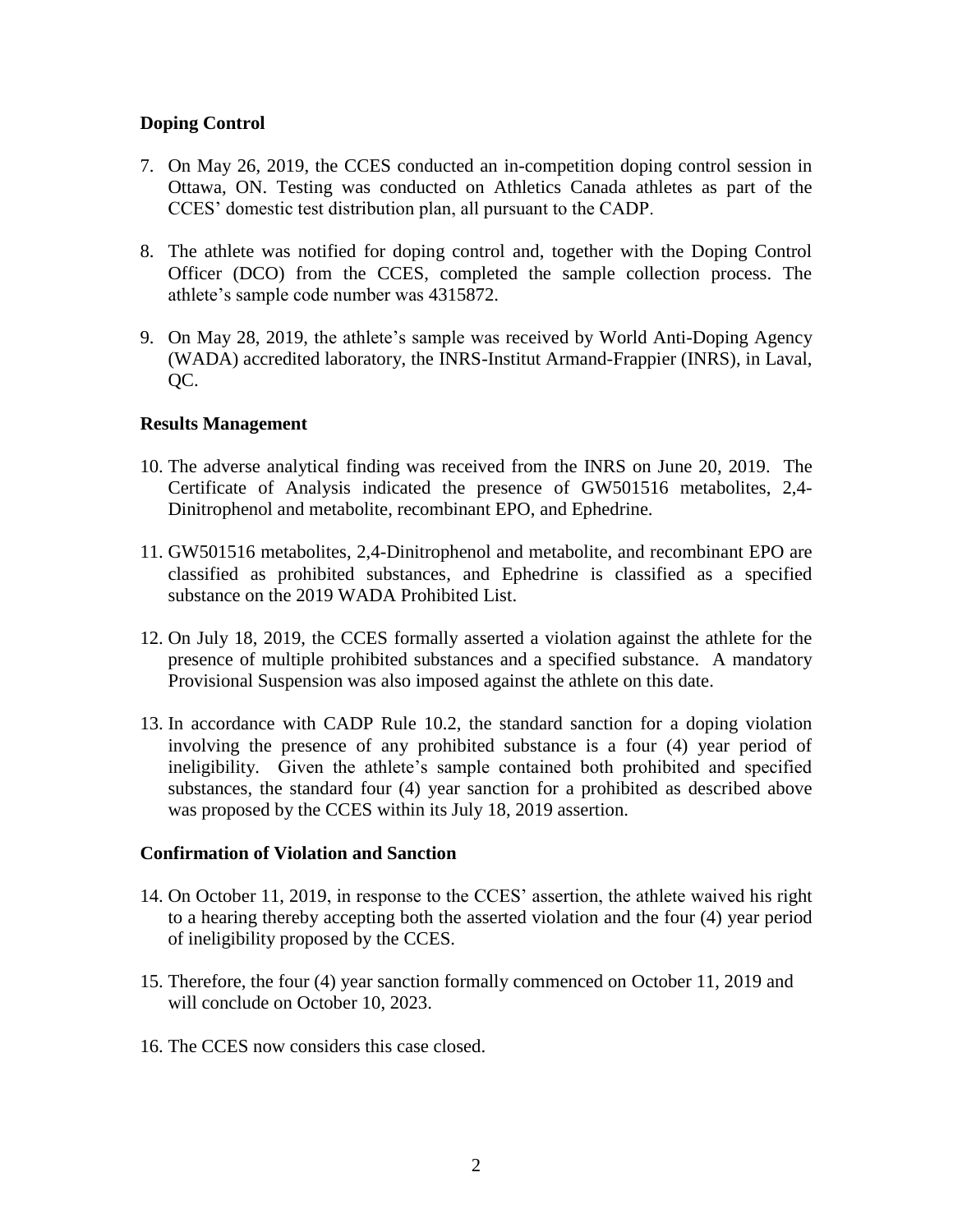**Doping Control**

7. On May 26, 2019, the CCES conducted an in-competition doping control session in Ottawa, ON. Testing was conducted on Athletics Canada athletes as part of the CCES' domestic test distribution plan, all pursuant to the CADP.

8. The athlete was notified for doping control and, together with the Doping Control Officer (DCO) from the CCES, completed the sample collection process. The athlete's sample code number was 4315872.

9. On May 28, 2019, the athlete's sample was received by World Anti-Doping Agency (WADA) accredited laboratory, the INRS-Institut Armand-Frappier (INRS), in Laval, QC.

**Results Management**

10. The adverse analytical finding was received from the INRS on June 20, 2019. The Certificate of Analysis indicated the presence of GW501516 metabolites, 2,4-Dinitrophenol and metabolite, recombinant EPO, and Ephedrine.

11. GW501516 metabolites, 2,4-Dinitrophenol and metabolite, and recombinant EPO are classified as prohibited substances, and Ephedrine is classified as a specified substance on the 2019 WADA Prohibited List.

12. On July 18, 2019, the CCES formally asserted a violation against the athlete for the presence of multiple prohibited substances and a specified substance. A mandatory Provisional Suspension was also imposed against the athlete on this date.

13. In accordance with CADP Rule 10.2, the standard sanction for a doping violation involving the presence of any prohibited substance is a four (4) year period of ineligibility. Given the athlete's sample contained both prohibited and specified substances, the standard four (4) year sanction for a prohibited as described above was proposed by the CCES within its July 18, 2019 assertion.

**Confirmation of Violation and Sanction**

14. On October 11, 2019, in response to the CCES' assertion, the athlete waived his right to a hearing thereby accepting both the asserted violation and the four (4) year period of ineligibility proposed by the CCES.

15. Therefore, the four (4) year sanction formally commenced on October 11, 2019 and will conclude on October 10, 2023.

16. The CCES now considers this case closed.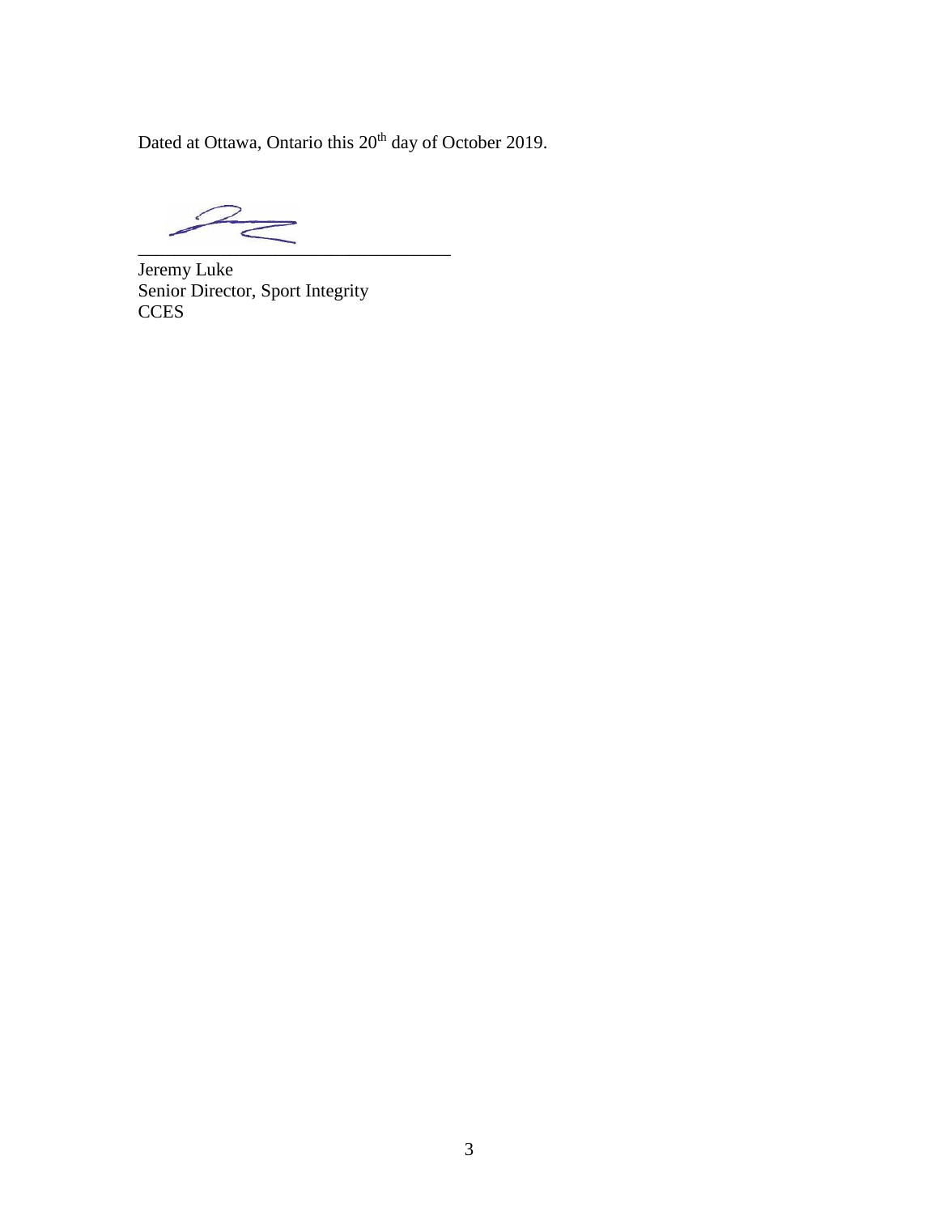Dated at Ottawa, Ontario this 20th day of October 2019.

\_\_\_\_\_\_\_\_\_\_\_\_\_\_\_\_\_\_\_\_\_\_\_\_\_\_\_\_\_\_\_\_\_\_\_

Jeremy Luke
Senior Director, Sport Integrity
CCES